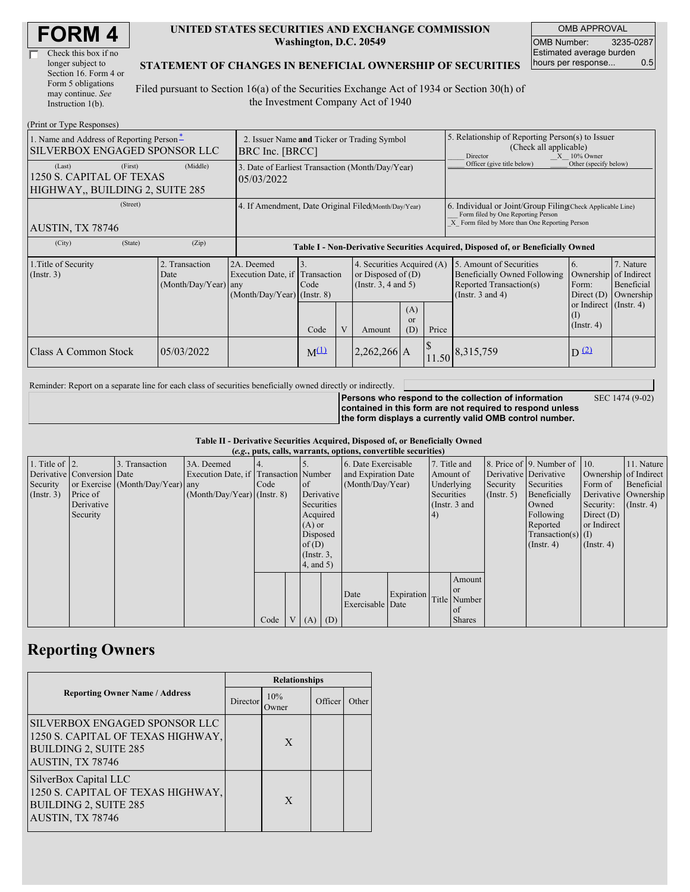# FORM 4

☐ Check this box if no longer subject to Section 16. Form 4 or Form 5 obligations may continue. *See* Instruction 1(b).

**UNITED STATES SECURITIES AND EXCHANGE COMMISSION**
**Washington, D.C. 20549**

**STATEMENT OF CHANGES IN BENEFICIAL OWNERSHIP OF SECURITIES**

Filed pursuant to Section 16(a) of the Securities Exchange Act of 1934 or Section 30(h) of the Investment Company Act of 1940

| OMB APPROVAL | |
|---|---|
| OMB Number: | 3235-0287 |
| Estimated average burden hours per response... | 0.5 |

(Print or Type Responses)

| 1. Name and Address of Reporting Person* | 2. Issuer Name and Ticker or Trading Symbol | 5. Relationship of Reporting Person(s) to Issuer (Check all applicable) |
|---|---|---|
| SILVERBOX ENGAGED SPONSOR LLC | BRC Inc. [BRCC] | ___ Director _X_ 10% Owner ___ Officer (give title below) ___ Other (specify below) |
| (Last) (First) (Middle) 1250 S. CAPITAL OF TEXAS HIGHWAY,, BUILDING 2, SUITE 285 | 3. Date of Earliest Transaction (Month/Day/Year) 05/03/2022 | |
| (Street) AUSTIN, TX 78746 | 4. If Amendment, Date Original Filed (Month/Day/Year) | 6. Individual or Joint/Group Filing (Check Applicable Line) ___ Form filed by One Reporting Person _X_ Form filed by More than One Reporting Person |
| (City) (State) (Zip) | | |

**Table I - Non-Derivative Securities Acquired, Disposed of, or Beneficially Owned**

| 1. Title of Security (Instr. 3) | 2. Transaction Date (Month/Day/Year) | 2A. Deemed Execution Date, if any (Month/Day/Year) | 3. Transaction Code (Instr. 8) | | 4. Securities Acquired (A) or Disposed of (D) (Instr. 3, 4 and 5) | | | 5. Amount of Securities Beneficially Owned Following Reported Transaction(s) (Instr. 3 and 4) | 6. Ownership Form: Direct (D) or Indirect (I) (Instr. 4) | 7. Nature of Indirect Beneficial Ownership (Instr. 4) |
|---|---|---|---|---|---|---|---|---|---|---|
| | | | Code | V | Amount | (A) or (D) | Price | | | |
| Class A Common Stock | 05/03/2022 | | M[(1)] | | 2,262,266 | A | $ 11.50 | 8,315,759 | D [(2)] | |

Reminder: Report on a separate line for each class of securities beneficially owned directly or indirectly.

**Persons who respond to the collection of information contained in this form are not required to respond unless the form displays a currently valid OMB control number.**

SEC 1474 (9-02)

**Table II - Derivative Securities Acquired, Disposed of, or Beneficially Owned**
**(*e.g.*, puts, calls, warrants, options, convertible securities)**

| 1. Title of Derivative Security (Instr. 3) | 2. Conversion or Exercise Price of Derivative Security | 3. Transaction Date (Month/Day/Year) | 3A. Deemed Execution Date, if any (Month/Day/Year) | 4. Transaction Code (Instr. 8) | | 5. Number of Derivative Securities Acquired (A) or Disposed of (D) (Instr. 3, 4, and 5) | | 6. Date Exercisable and Expiration Date (Month/Day/Year) | | 7. Title and Amount of Underlying Securities (Instr. 3 and 4) | | 8. Price of Derivative Security (Instr. 5) | 9. Number of Derivative Securities Beneficially Owned Following Reported Transaction(s) (Instr. 4) | 10. Ownership Form of Derivative Security: Direct (D) or Indirect (I) (Instr. 4) | 11. Nature of Indirect Beneficial Ownership (Instr. 4) |
|---|---|---|---|---|---|---|---|---|---|---|---|---|---|---|---|
| | | | | Code | V | (A) | (D) | Date Exercisable | Expiration Date | Title | Amount or Number of Shares | | | | |

## Reporting Owners

| Reporting Owner Name / Address | Relationships | | | |
|---|---|---|---|---|
| | Director | 10% Owner | Officer | Other |
| SILVERBOX ENGAGED SPONSOR LLC 1250 S. CAPITAL OF TEXAS HIGHWAY, BUILDING 2, SUITE 285 AUSTIN, TX 78746 | | X | | |
| SilverBox Capital LLC 1250 S. CAPITAL OF TEXAS HIGHWAY, BUILDING 2, SUITE 285 AUSTIN, TX 78746 | | X | | |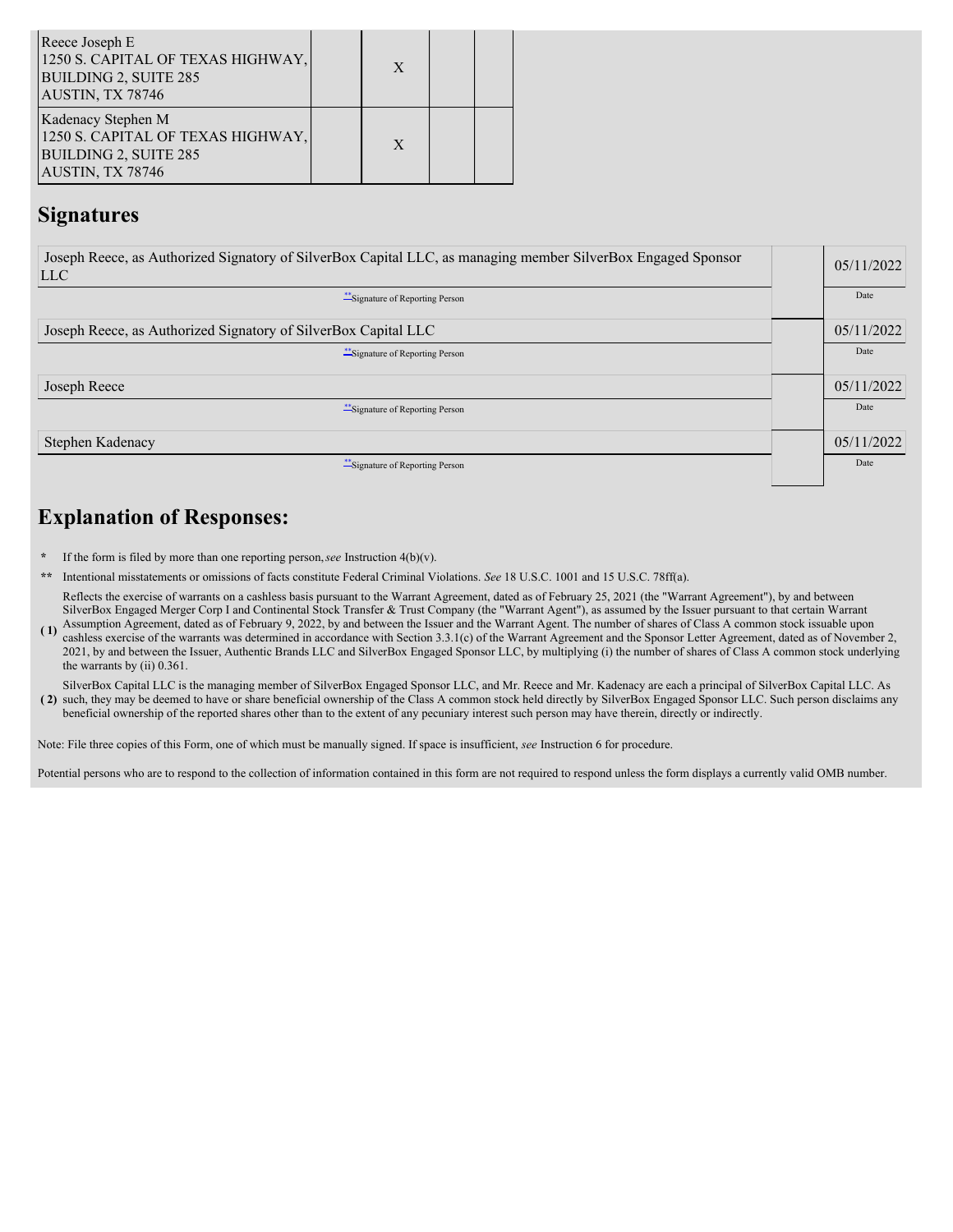| | | | | |
|---|---|---|---|---|
| Reece Joseph E<br>1250 S. CAPITAL OF TEXAS HIGHWAY,<br>BUILDING 2, SUITE 285<br>AUSTIN, TX 78746 | | X | | |
| Kadenacy Stephen M<br>1250 S. CAPITAL OF TEXAS HIGHWAY,<br>BUILDING 2, SUITE 285<br>AUSTIN, TX 78746 | | X | | |

## Signatures

| | |
|---|---|
| Joseph Reece, as Authorized Signatory of SilverBox Capital LLC, as managing member SilverBox Engaged Sponsor LLC | 05/11/2022 |
| **Signature of Reporting Person | Date |
| Joseph Reece, as Authorized Signatory of SilverBox Capital LLC | 05/11/2022 |
| **Signature of Reporting Person | Date |
| Joseph Reece | 05/11/2022 |
| **Signature of Reporting Person | Date |
| Stephen Kadenacy | 05/11/2022 |
| **Signature of Reporting Person | Date |

## Explanation of Responses:

\* If the form is filed by more than one reporting person, *see* Instruction 4(b)(v).

\** Intentional misstatements or omissions of facts constitute Federal Criminal Violations. *See* 18 U.S.C. 1001 and 15 U.S.C. 78ff(a).

(1) Reflects the exercise of warrants on a cashless basis pursuant to the Warrant Agreement, dated as of February 25, 2021 (the "Warrant Agreement"), by and between SilverBox Engaged Merger Corp I and Continental Stock Transfer & Trust Company (the "Warrant Agent"), as assumed by the Issuer pursuant to that certain Warrant Assumption Agreement, dated as of February 9, 2022, by and between the Issuer and the Warrant Agent. The number of shares of Class A common stock issuable upon cashless exercise of the warrants was determined in accordance with Section 3.3.1(c) of the Warrant Agreement and the Sponsor Letter Agreement, dated as of November 2, 2021, by and between the Issuer, Authentic Brands LLC and SilverBox Engaged Sponsor LLC, by multiplying (i) the number of shares of Class A common stock underlying the warrants by (ii) 0.361.

(2) SilverBox Capital LLC is the managing member of SilverBox Engaged Sponsor LLC, and Mr. Reece and Mr. Kadenacy are each a principal of SilverBox Capital LLC. As such, they may be deemed to have or share beneficial ownership of the Class A common stock held directly by SilverBox Engaged Sponsor LLC. Such person disclaims any beneficial ownership of the reported shares other than to the extent of any pecuniary interest such person may have therein, directly or indirectly.

Note: File three copies of this Form, one of which must be manually signed. If space is insufficient, *see* Instruction 6 for procedure.

Potential persons who are to respond to the collection of information contained in this form are not required to respond unless the form displays a currently valid OMB number.